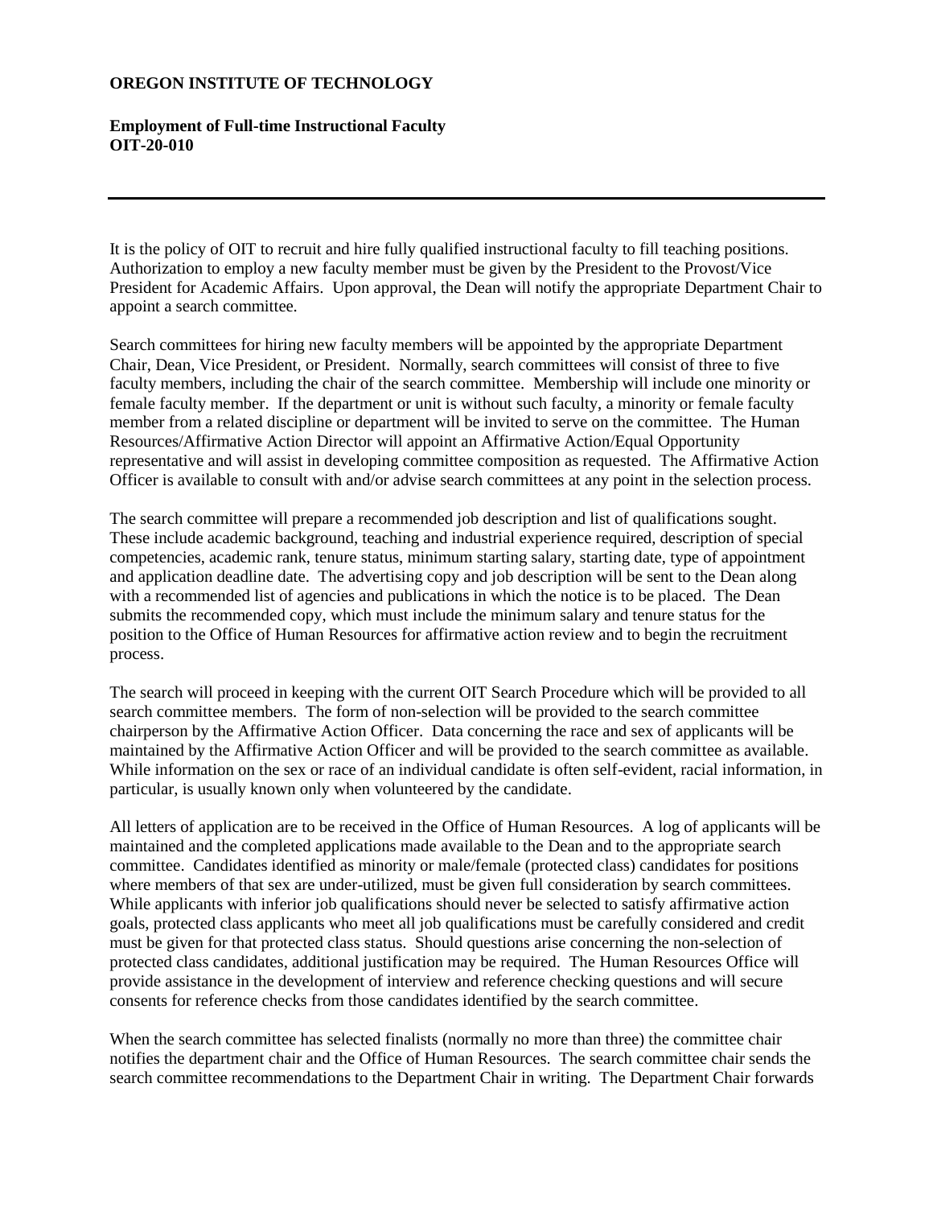**OREGON INSTITUTE OF TECHNOLOGY**

**Employment of Full-time Instructional Faculty**
**OIT-20-010**

---

It is the policy of OIT to recruit and hire fully qualified instructional faculty to fill teaching positions. Authorization to employ a new faculty member must be given by the President to the Provost/Vice President for Academic Affairs. Upon approval, the Dean will notify the appropriate Department Chair to appoint a search committee.

Search committees for hiring new faculty members will be appointed by the appropriate Department Chair, Dean, Vice President, or President. Normally, search committees will consist of three to five faculty members, including the chair of the search committee. Membership will include one minority or female faculty member. If the department or unit is without such faculty, a minority or female faculty member from a related discipline or department will be invited to serve on the committee. The Human Resources/Affirmative Action Director will appoint an Affirmative Action/Equal Opportunity representative and will assist in developing committee composition as requested. The Affirmative Action Officer is available to consult with and/or advise search committees at any point in the selection process.

The search committee will prepare a recommended job description and list of qualifications sought. These include academic background, teaching and industrial experience required, description of special competencies, academic rank, tenure status, minimum starting salary, starting date, type of appointment and application deadline date. The advertising copy and job description will be sent to the Dean along with a recommended list of agencies and publications in which the notice is to be placed. The Dean submits the recommended copy, which must include the minimum salary and tenure status for the position to the Office of Human Resources for affirmative action review and to begin the recruitment process.

The search will proceed in keeping with the current OIT Search Procedure which will be provided to all search committee members. The form of non-selection will be provided to the search committee chairperson by the Affirmative Action Officer. Data concerning the race and sex of applicants will be maintained by the Affirmative Action Officer and will be provided to the search committee as available. While information on the sex or race of an individual candidate is often self-evident, racial information, in particular, is usually known only when volunteered by the candidate.

All letters of application are to be received in the Office of Human Resources. A log of applicants will be maintained and the completed applications made available to the Dean and to the appropriate search committee. Candidates identified as minority or male/female (protected class) candidates for positions where members of that sex are under-utilized, must be given full consideration by search committees. While applicants with inferior job qualifications should never be selected to satisfy affirmative action goals, protected class applicants who meet all job qualifications must be carefully considered and credit must be given for that protected class status. Should questions arise concerning the non-selection of protected class candidates, additional justification may be required. The Human Resources Office will provide assistance in the development of interview and reference checking questions and will secure consents for reference checks from those candidates identified by the search committee.

When the search committee has selected finalists (normally no more than three) the committee chair notifies the department chair and the Office of Human Resources. The search committee chair sends the search committee recommendations to the Department Chair in writing. The Department Chair forwards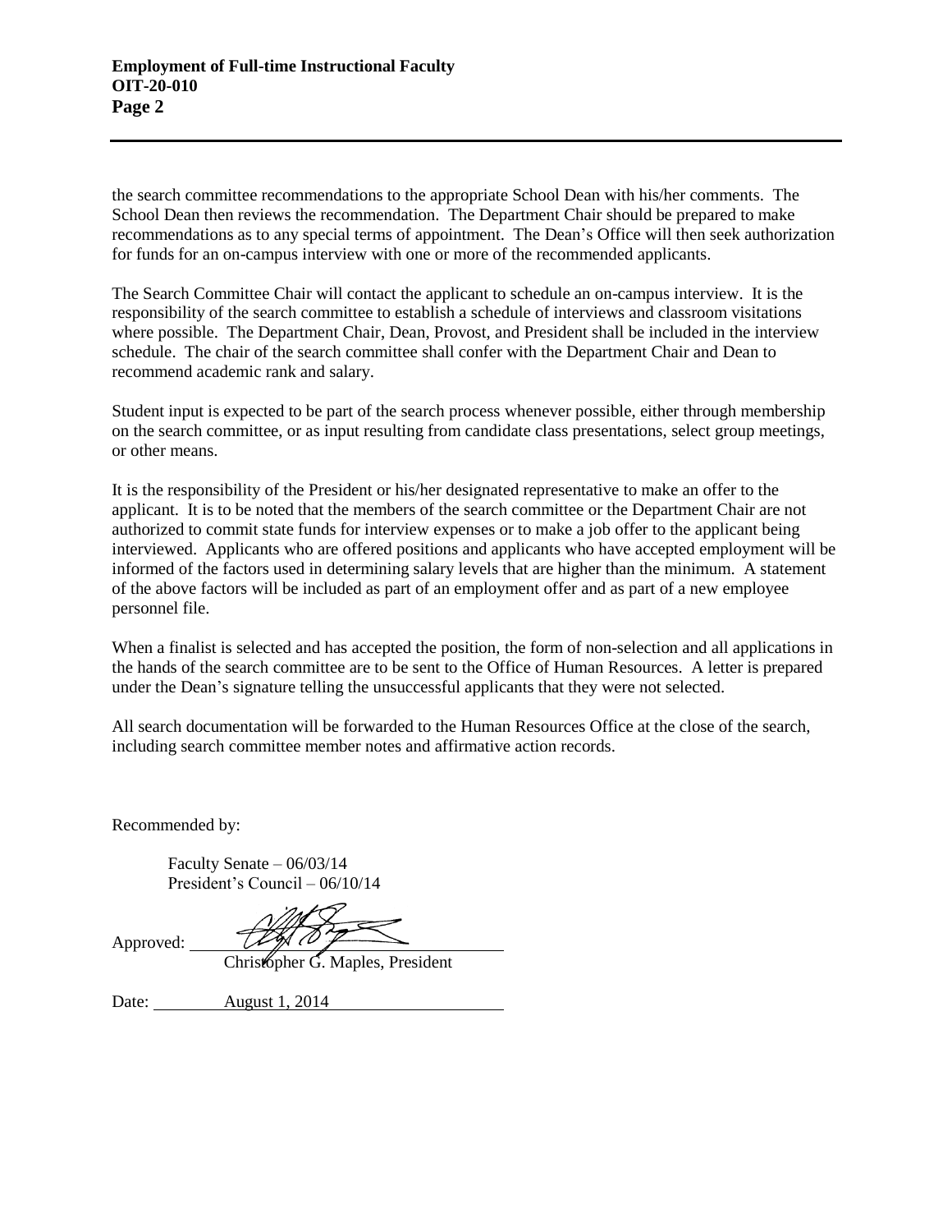the search committee recommendations to the appropriate School Dean with his/her comments. The School Dean then reviews the recommendation. The Department Chair should be prepared to make recommendations as to any special terms of appointment. The Dean's Office will then seek authorization for funds for an on-campus interview with one or more of the recommended applicants.

The Search Committee Chair will contact the applicant to schedule an on-campus interview. It is the responsibility of the search committee to establish a schedule of interviews and classroom visitations where possible. The Department Chair, Dean, Provost, and President shall be included in the interview schedule. The chair of the search committee shall confer with the Department Chair and Dean to recommend academic rank and salary.

Student input is expected to be part of the search process whenever possible, either through membership on the search committee, or as input resulting from candidate class presentations, select group meetings, or other means.

It is the responsibility of the President or his/her designated representative to make an offer to the applicant. It is to be noted that the members of the search committee or the Department Chair are not authorized to commit state funds for interview expenses or to make a job offer to the applicant being interviewed. Applicants who are offered positions and applicants who have accepted employment will be informed of the factors used in determining salary levels that are higher than the minimum. A statement of the above factors will be included as part of an employment offer and as part of a new employee personnel file.

When a finalist is selected and has accepted the position, the form of non-selection and all applications in the hands of the search committee are to be sent to the Office of Human Resources. A letter is prepared under the Dean's signature telling the unsuccessful applicants that they were not selected.

All search documentation will be forwarded to the Human Resources Office at the close of the search, including search committee member notes and affirmative action records.

Recommended by:

Faculty Senate – 06/03/14
President's Council – 06/10/14

Approved: ______________________________
Christopher G. Maples, President

Date: August 1, 2014